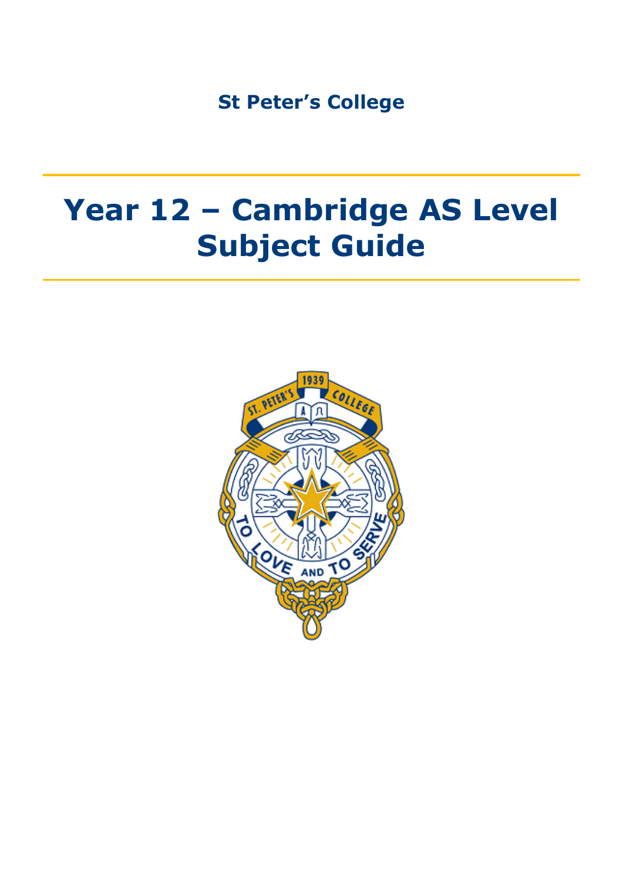**St Peter's College**

# Year 12 – Cambridge AS Level Subject Guide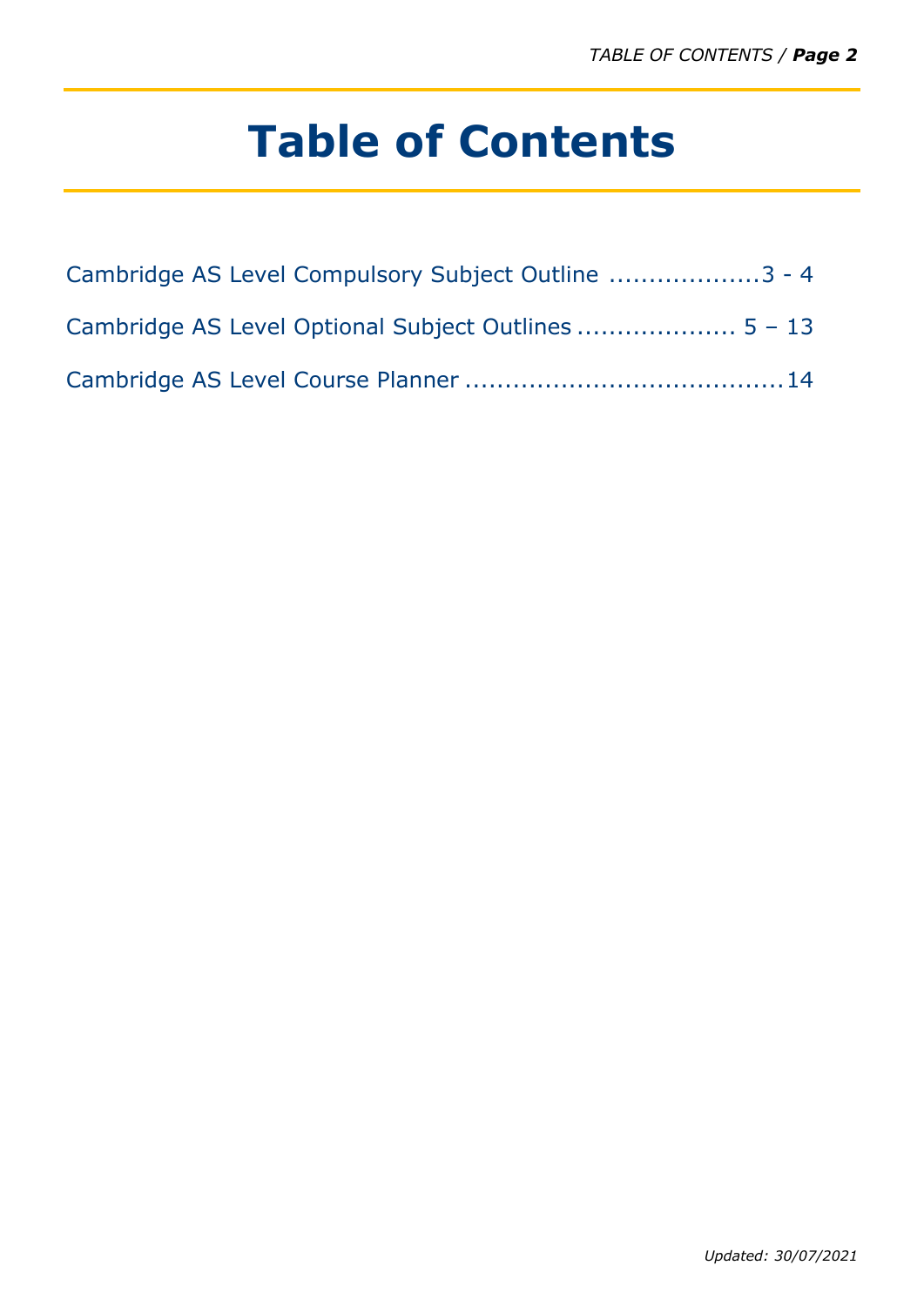# Table of Contents

Cambridge AS Level Compulsory Subject Outline ...................3 - 4

Cambridge AS Level Optional Subject Outlines .................... 5 – 13

Cambridge AS Level Course Planner ........................................14

*Updated: 30/07/2021*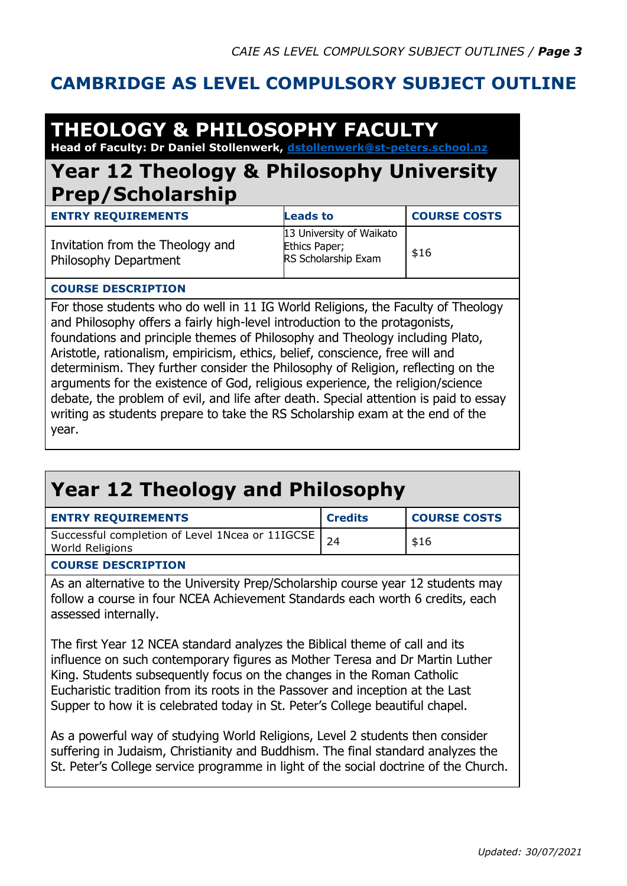# CAMBRIDGE AS LEVEL COMPULSORY SUBJECT OUTLINE

## THEOLOGY & PHILOSOPHY FACULTY

**Head of Faculty: Dr Daniel Stollenwerk, dstollenwerk@st-peters.school.nz**

## Year 12 Theology & Philosophy University Prep/Scholarship

| ENTRY REQUIREMENTS | Leads to | COURSE COSTS |
|---|---|---|
| Invitation from the Theology and Philosophy Department | 13 University of Waikato Ethics Paper; RS Scholarship Exam | $16 |

**COURSE DESCRIPTION**

For those students who do well in 11 IG World Religions, the Faculty of Theology and Philosophy offers a fairly high-level introduction to the protagonists, foundations and principle themes of Philosophy and Theology including Plato, Aristotle, rationalism, empiricism, ethics, belief, conscience, free will and determinism. They further consider the Philosophy of Religion, reflecting on the arguments for the existence of God, religious experience, the religion/science debate, the problem of evil, and life after death. Special attention is paid to essay writing as students prepare to take the RS Scholarship exam at the end of the year.

## Year 12 Theology and Philosophy

| ENTRY REQUIREMENTS | Credits | COURSE COSTS |
|---|---|---|
| Successful completion of Level 1Ncea or 11IGCSE World Religions | 24 | $16 |

**COURSE DESCRIPTION**

As an alternative to the University Prep/Scholarship course year 12 students may follow a course in four NCEA Achievement Standards each worth 6 credits, each assessed internally.

The first Year 12 NCEA standard analyzes the Biblical theme of call and its influence on such contemporary figures as Mother Teresa and Dr Martin Luther King. Students subsequently focus on the changes in the Roman Catholic Eucharistic tradition from its roots in the Passover and inception at the Last Supper to how it is celebrated today in St. Peter's College beautiful chapel.

As a powerful way of studying World Religions, Level 2 students then consider suffering in Judaism, Christianity and Buddhism. The final standard analyzes the St. Peter's College service programme in light of the social doctrine of the Church.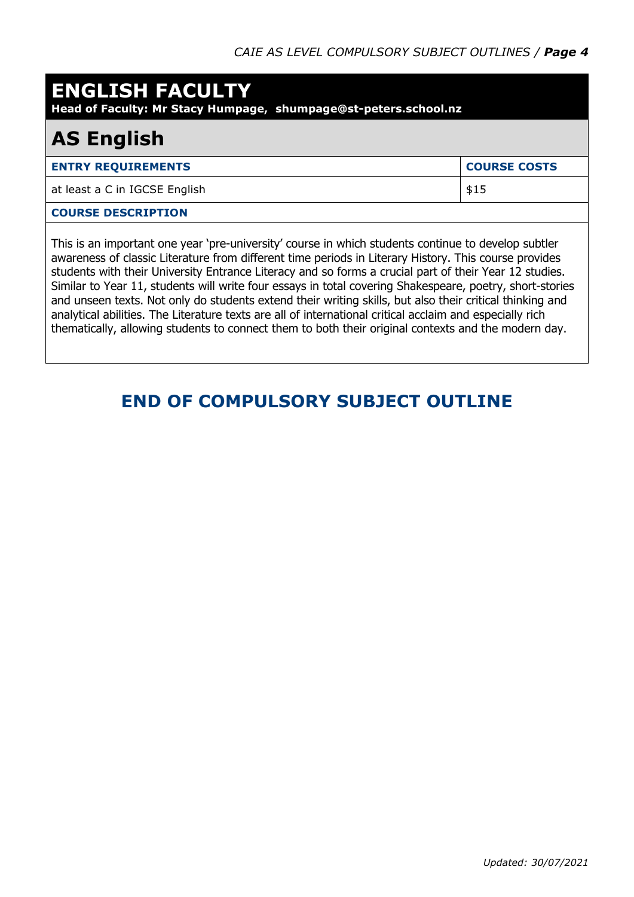# ENGLISH FACULTY

**Head of Faculty: Mr Stacy Humpage, shumpage@st-peters.school.nz**

## AS English

| ENTRY REQUIREMENTS | COURSE COSTS |
|---|---|
| at least a C in IGCSE English | $15 |

**COURSE DESCRIPTION**

This is an important one year 'pre-university' course in which students continue to develop subtler awareness of classic Literature from different time periods in Literary History. This course provides students with their University Entrance Literacy and so forms a crucial part of their Year 12 studies. Similar to Year 11, students will write four essays in total covering Shakespeare, poetry, short-stories and unseen texts. Not only do students extend their writing skills, but also their critical thinking and analytical abilities. The Literature texts are all of international critical acclaim and especially rich thematically, allowing students to connect them to both their original contexts and the modern day.

## END OF COMPULSORY SUBJECT OUTLINE

*Updated: 30/07/2021*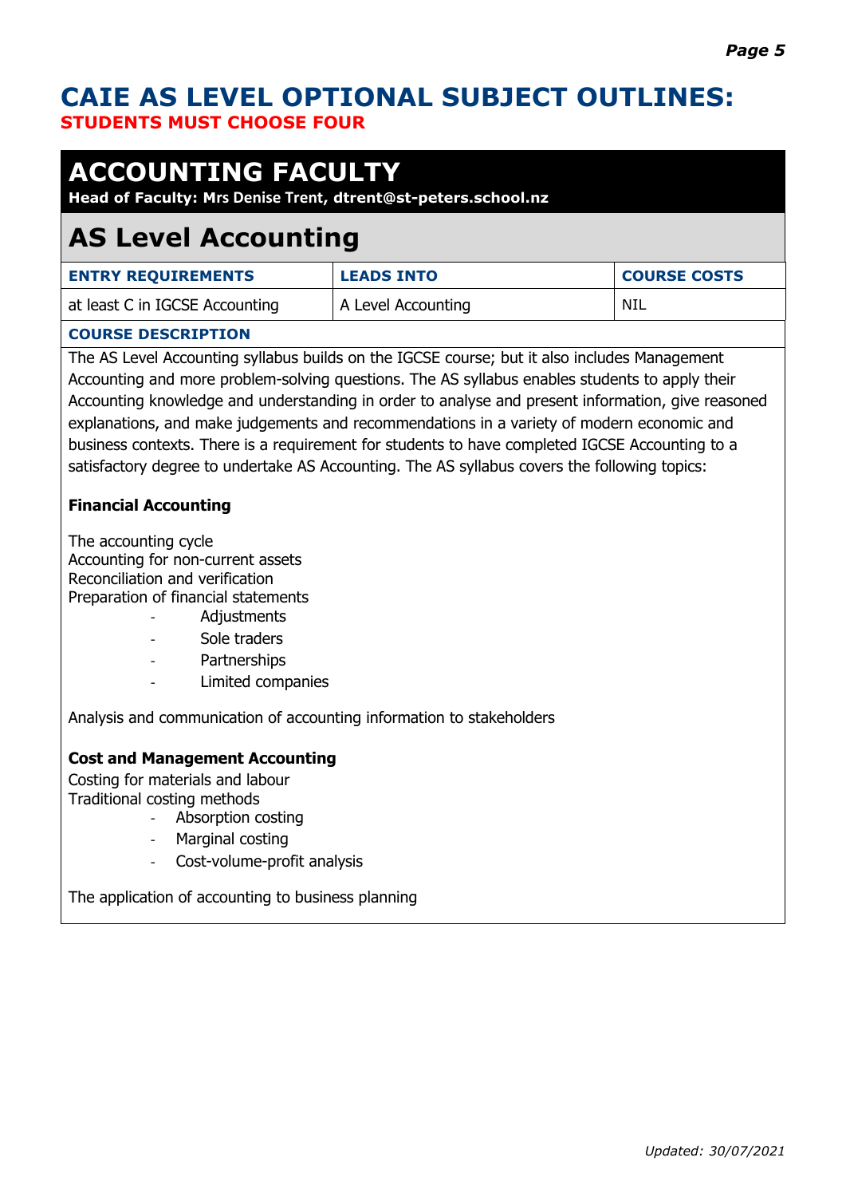# CAIE AS LEVEL OPTIONAL SUBJECT OUTLINES:

**STUDENTS MUST CHOOSE FOUR**

## ACCOUNTING FACULTY

**Head of Faculty: Mrs Denise Trent, dtrent@st-peters.school.nz**

## AS Level Accounting

| ENTRY REQUIREMENTS | LEADS INTO | COURSE COSTS |
|---|---|---|
| at least C in IGCSE Accounting | A Level Accounting | NIL |

**COURSE DESCRIPTION**

The AS Level Accounting syllabus builds on the IGCSE course; but it also includes Management Accounting and more problem-solving questions. The AS syllabus enables students to apply their Accounting knowledge and understanding in order to analyse and present information, give reasoned explanations, and make judgements and recommendations in a variety of modern economic and business contexts. There is a requirement for students to have completed IGCSE Accounting to a satisfactory degree to undertake AS Accounting. The AS syllabus covers the following topics:

**Financial Accounting**

The accounting cycle
Accounting for non-current assets
Reconciliation and verification
Preparation of financial statements

- Adjustments
- Sole traders
- Partnerships
- Limited companies

Analysis and communication of accounting information to stakeholders

**Cost and Management Accounting**

Costing for materials and labour
Traditional costing methods

- Absorption costing
- Marginal costing
- Cost-volume-profit analysis

The application of accounting to business planning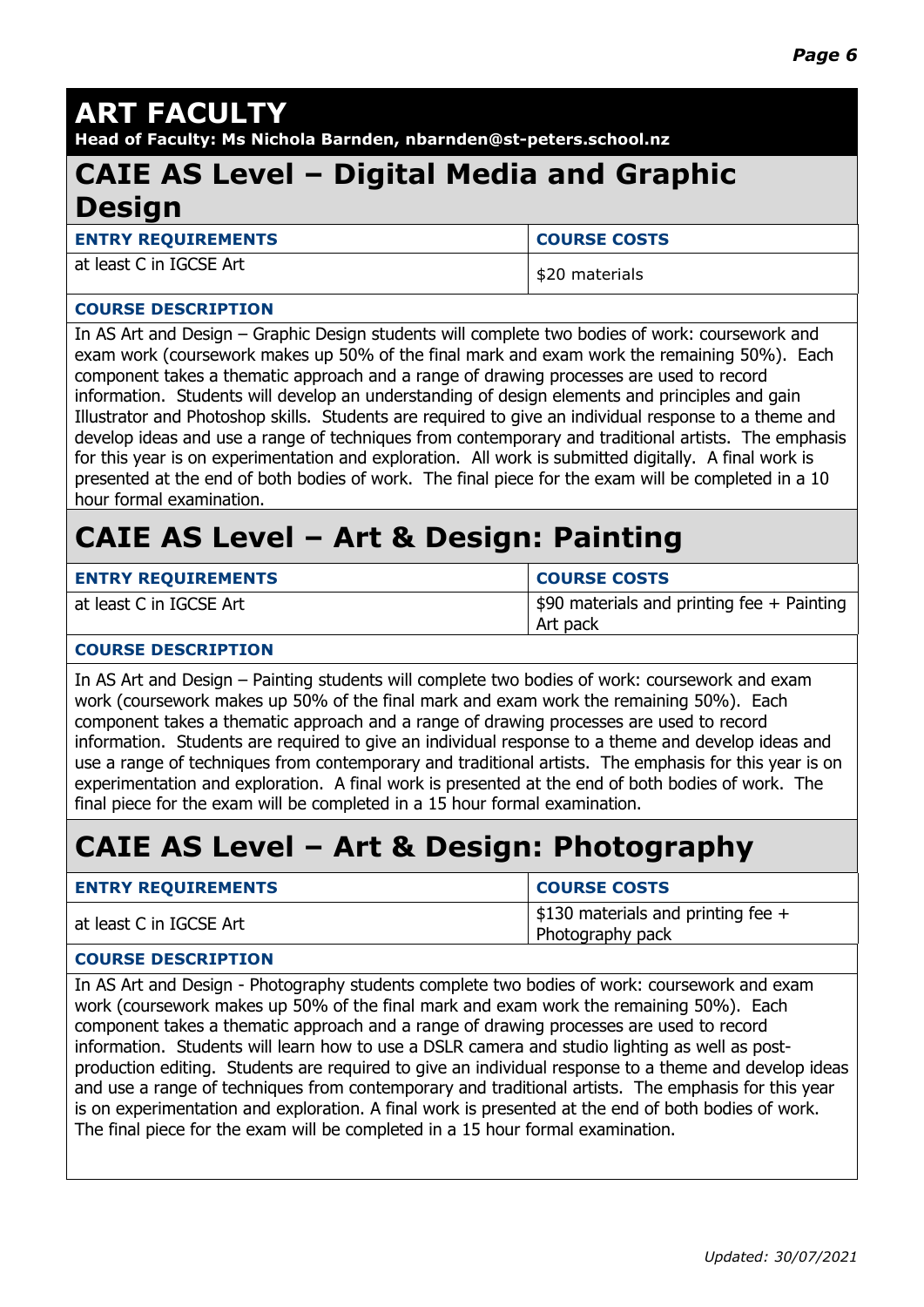# ART FACULTY

**Head of Faculty: Ms Nichola Barnden, nbarnden@st-peters.school.nz**

## CAIE AS Level – Digital Media and Graphic Design

| ENTRY REQUIREMENTS | COURSE COSTS |
|---|---|
| at least C in IGCSE Art | $20 materials |

**COURSE DESCRIPTION**

In AS Art and Design – Graphic Design students will complete two bodies of work: coursework and exam work (coursework makes up 50% of the final mark and exam work the remaining 50%). Each component takes a thematic approach and a range of drawing processes are used to record information. Students will develop an understanding of design elements and principles and gain Illustrator and Photoshop skills. Students are required to give an individual response to a theme and develop ideas and use a range of techniques from contemporary and traditional artists. The emphasis for this year is on experimentation and exploration. All work is submitted digitally. A final work is presented at the end of both bodies of work. The final piece for the exam will be completed in a 10 hour formal examination.

## CAIE AS Level – Art & Design: Painting

| ENTRY REQUIREMENTS | COURSE COSTS |
|---|---|
| at least C in IGCSE Art | $90 materials and printing fee + Painting Art pack |

**COURSE DESCRIPTION**

In AS Art and Design – Painting students will complete two bodies of work: coursework and exam work (coursework makes up 50% of the final mark and exam work the remaining 50%). Each component takes a thematic approach and a range of drawing processes are used to record information. Students are required to give an individual response to a theme and develop ideas and use a range of techniques from contemporary and traditional artists. The emphasis for this year is on experimentation and exploration. A final work is presented at the end of both bodies of work. The final piece for the exam will be completed in a 15 hour formal examination.

## CAIE AS Level – Art & Design: Photography

| ENTRY REQUIREMENTS | COURSE COSTS |
|---|---|
| at least C in IGCSE Art | $130 materials and printing fee + Photography pack |

**COURSE DESCRIPTION**

In AS Art and Design - Photography students complete two bodies of work: coursework and exam work (coursework makes up 50% of the final mark and exam work the remaining 50%). Each component takes a thematic approach and a range of drawing processes are used to record information. Students will learn how to use a DSLR camera and studio lighting as well as post-production editing. Students are required to give an individual response to a theme and develop ideas and use a range of techniques from contemporary and traditional artists. The emphasis for this year is on experimentation and exploration. A final work is presented at the end of both bodies of work. The final piece for the exam will be completed in a 15 hour formal examination.

*Updated: 30/07/2021*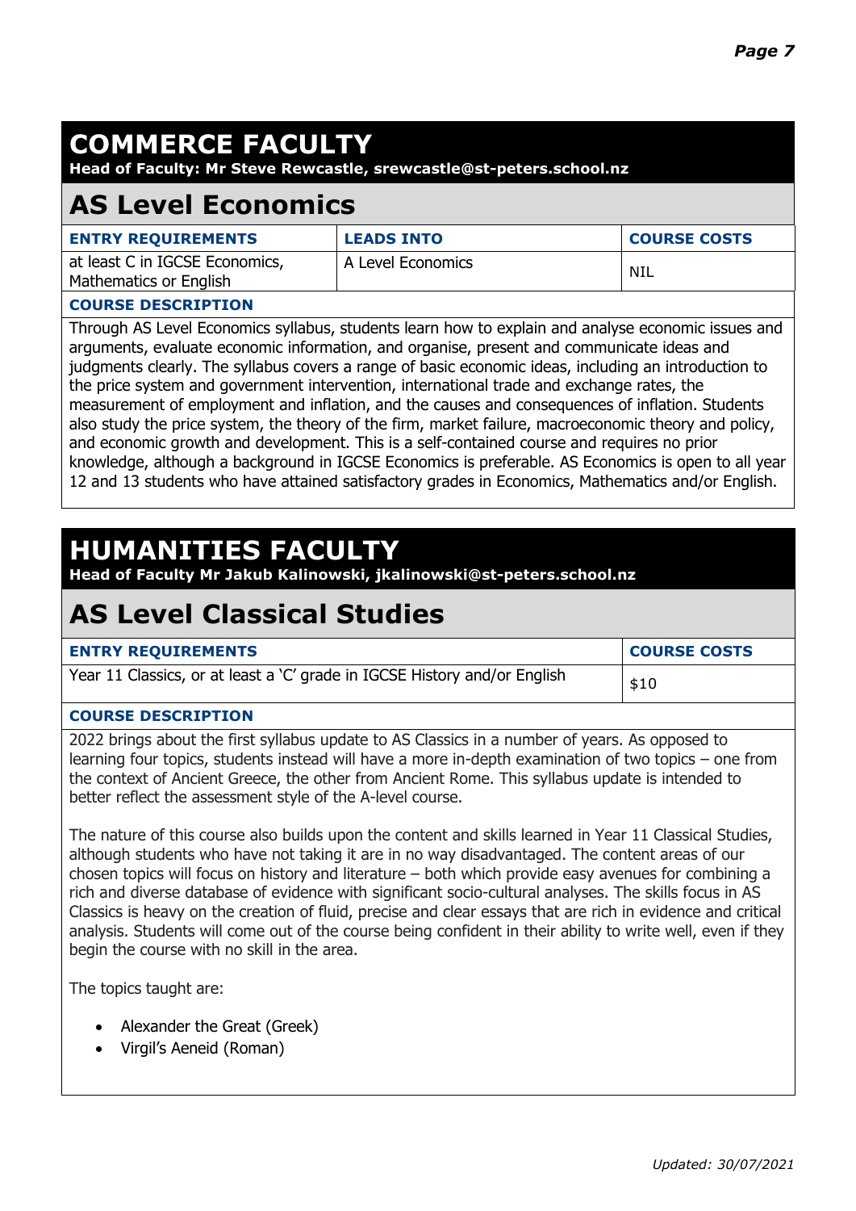# COMMERCE FACULTY

**Head of Faculty: Mr Steve Rewcastle, srewcastle@st-peters.school.nz**

## AS Level Economics

| ENTRY REQUIREMENTS | LEADS INTO | COURSE COSTS |
| --- | --- | --- |
| at least C in IGCSE Economics, Mathematics or English | A Level Economics | NIL |

**COURSE DESCRIPTION**

Through AS Level Economics syllabus, students learn how to explain and analyse economic issues and arguments, evaluate economic information, and organise, present and communicate ideas and judgments clearly. The syllabus covers a range of basic economic ideas, including an introduction to the price system and government intervention, international trade and exchange rates, the measurement of employment and inflation, and the causes and consequences of inflation. Students also study the price system, the theory of the firm, market failure, macroeconomic theory and policy, and economic growth and development. This is a self-contained course and requires no prior knowledge, although a background in IGCSE Economics is preferable. AS Economics is open to all year 12 and 13 students who have attained satisfactory grades in Economics, Mathematics and/or English.

# HUMANITIES FACULTY

**Head of Faculty Mr Jakub Kalinowski, jkalinowski@st-peters.school.nz**

## AS Level Classical Studies

| ENTRY REQUIREMENTS | COURSE COSTS |
| --- | --- |
| Year 11 Classics, or at least a 'C' grade in IGCSE History and/or English | $10 |

**COURSE DESCRIPTION**

2022 brings about the first syllabus update to AS Classics in a number of years. As opposed to learning four topics, students instead will have a more in-depth examination of two topics – one from the context of Ancient Greece, the other from Ancient Rome. This syllabus update is intended to better reflect the assessment style of the A-level course.

The nature of this course also builds upon the content and skills learned in Year 11 Classical Studies, although students who have not taking it are in no way disadvantaged. The content areas of our chosen topics will focus on history and literature – both which provide easy avenues for combining a rich and diverse database of evidence with significant socio-cultural analyses. The skills focus in AS Classics is heavy on the creation of fluid, precise and clear essays that are rich in evidence and critical analysis. Students will come out of the course being confident in their ability to write well, even if they begin the course with no skill in the area.

The topics taught are:

- Alexander the Great (Greek)
- Virgil's Aeneid (Roman)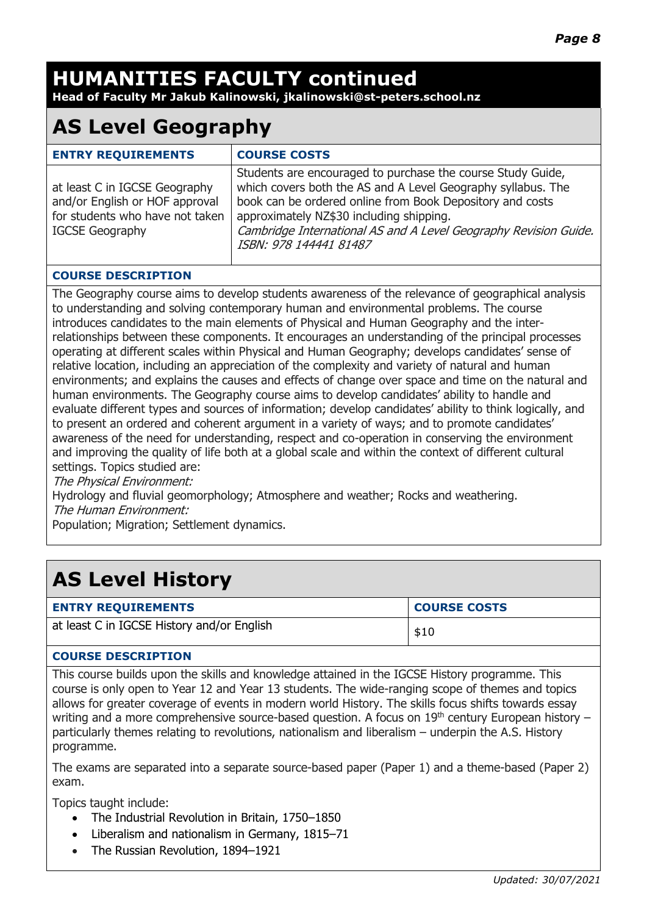# HUMANITIES FACULTY continued

**Head of Faculty Mr Jakub Kalinowski, jkalinowski@st-peters.school.nz**

## AS Level Geography

| ENTRY REQUIREMENTS | COURSE COSTS |
| --- | --- |
| at least C in IGCSE Geography and/or English or HOF approval for students who have not taken IGCSE Geography | Students are encouraged to purchase the course Study Guide, which covers both the AS and A Level Geography syllabus. The book can be ordered online from Book Depository and costs approximately NZ$30 including shipping. *Cambridge International AS and A Level Geography Revision Guide. ISBN: 978 144441 81487* |

**COURSE DESCRIPTION**

The Geography course aims to develop students awareness of the relevance of geographical analysis to understanding and solving contemporary human and environmental problems. The course introduces candidates to the main elements of Physical and Human Geography and the inter-relationships between these components. It encourages an understanding of the principal processes operating at different scales within Physical and Human Geography; develops candidates' sense of relative location, including an appreciation of the complexity and variety of natural and human environments; and explains the causes and effects of change over space and time on the natural and human environments. The Geography course aims to develop candidates' ability to handle and evaluate different types and sources of information; develop candidates' ability to think logically, and to present an ordered and coherent argument in a variety of ways; and to promote candidates' awareness of the need for understanding, respect and co-operation in conserving the environment and improving the quality of life both at a global scale and within the context of different cultural settings. Topics studied are:

*The Physical Environment:*

Hydrology and fluvial geomorphology; Atmosphere and weather; Rocks and weathering.

*The Human Environment:*

Population; Migration; Settlement dynamics.

## AS Level History

| ENTRY REQUIREMENTS | COURSE COSTS |
| --- | --- |
| at least C in IGCSE History and/or English | $10 |

**COURSE DESCRIPTION**

This course builds upon the skills and knowledge attained in the IGCSE History programme. This course is only open to Year 12 and Year 13 students. The wide-ranging scope of themes and topics allows for greater coverage of events in modern world History. The skills focus shifts towards essay writing and a more comprehensive source-based question. A focus on 19th century European history – particularly themes relating to revolutions, nationalism and liberalism – underpin the A.S. History programme.

The exams are separated into a separate source-based paper (Paper 1) and a theme-based (Paper 2) exam.

Topics taught include:

- The Industrial Revolution in Britain, 1750–1850
- Liberalism and nationalism in Germany, 1815–71
- The Russian Revolution, 1894–1921

*Updated: 30/07/2021*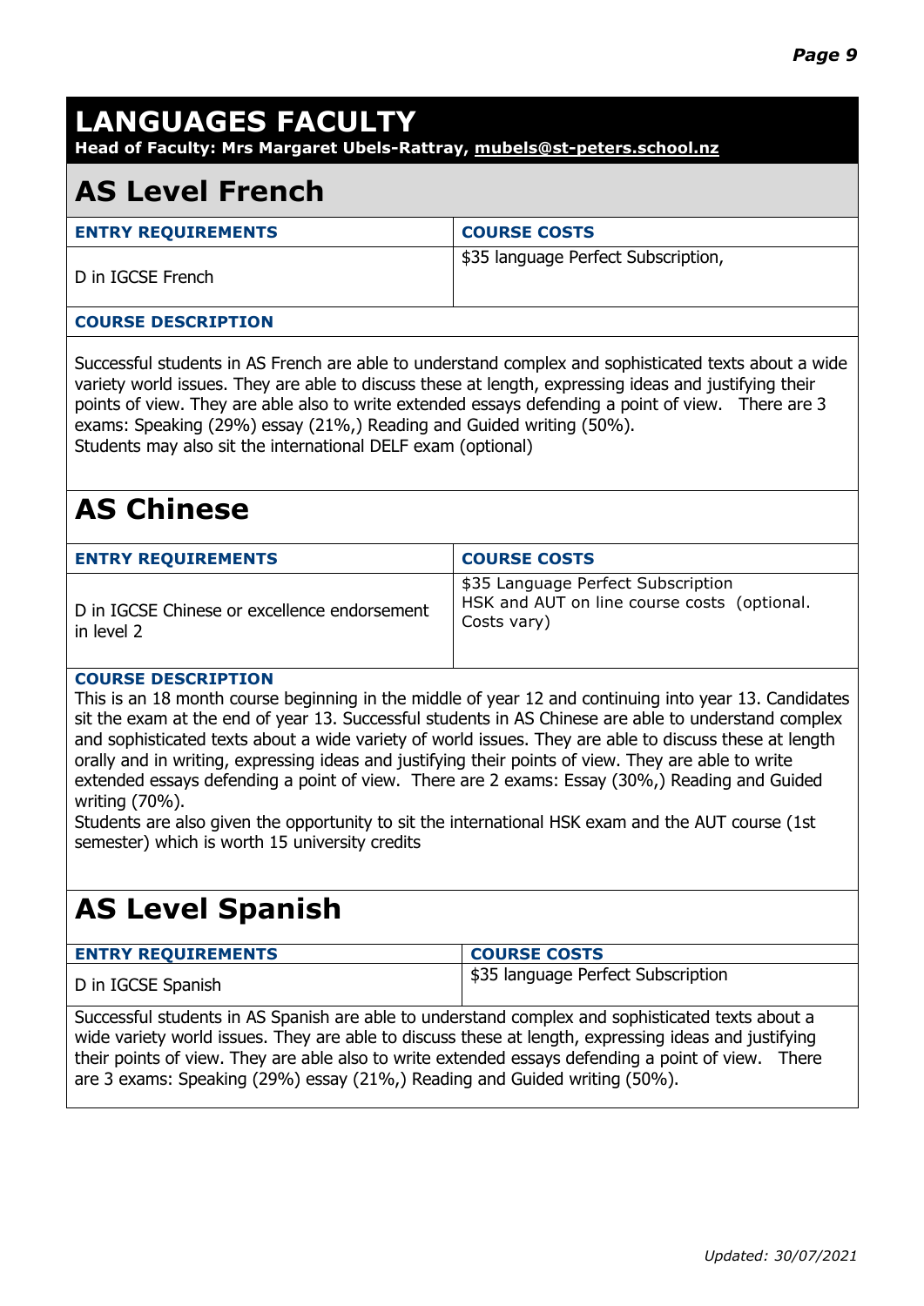# LANGUAGES FACULTY

**Head of Faculty: Mrs Margaret Ubels-Rattray, mubels@st-peters.school.nz**

## AS Level French

| ENTRY REQUIREMENTS | COURSE COSTS |
| --- | --- |
| D in IGCSE French | $35 language Perfect Subscription, |

**COURSE DESCRIPTION**

Successful students in AS French are able to understand complex and sophisticated texts about a wide variety world issues. They are able to discuss these at length, expressing ideas and justifying their points of view. They are able also to write extended essays defending a point of view. There are 3 exams: Speaking (29%) essay (21%,) Reading and Guided writing (50%).
Students may also sit the international DELF exam (optional)

## AS Chinese

| ENTRY REQUIREMENTS | COURSE COSTS |
| --- | --- |
| D in IGCSE Chinese or excellence endorsement in level 2 | $35 Language Perfect Subscription<br>HSK and AUT on line course costs (optional. Costs vary) |

**COURSE DESCRIPTION**

This is an 18 month course beginning in the middle of year 12 and continuing into year 13. Candidates sit the exam at the end of year 13. Successful students in AS Chinese are able to understand complex and sophisticated texts about a wide variety of world issues. They are able to discuss these at length orally and in writing, expressing ideas and justifying their points of view. They are able to write extended essays defending a point of view. There are 2 exams: Essay (30%,) Reading and Guided writing (70%).
Students are also given the opportunity to sit the international HSK exam and the AUT course (1st semester) which is worth 15 university credits

## AS Level Spanish

| ENTRY REQUIREMENTS | COURSE COSTS |
| --- | --- |
| D in IGCSE Spanish | $35 language Perfect Subscription |

Successful students in AS Spanish are able to understand complex and sophisticated texts about a wide variety world issues. They are able to discuss these at length, expressing ideas and justifying their points of view. They are able also to write extended essays defending a point of view. There are 3 exams: Speaking (29%) essay (21%,) Reading and Guided writing (50%).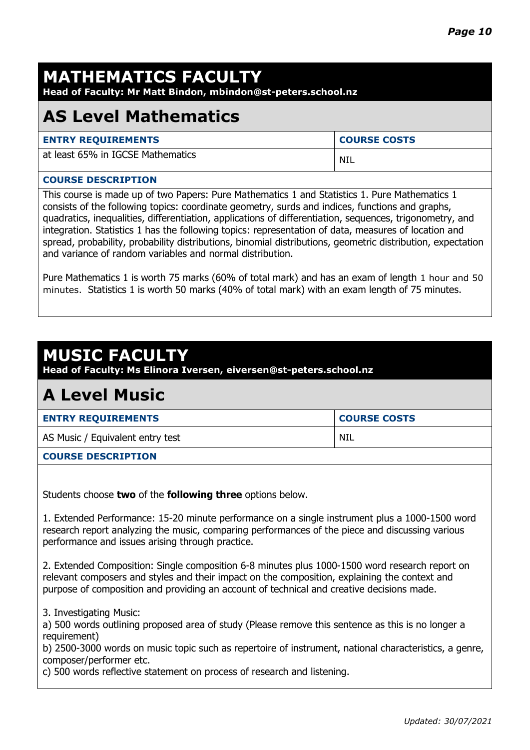# MATHEMATICS FACULTY

**Head of Faculty: Mr Matt Bindon, mbindon@st-peters.school.nz**

## AS Level Mathematics

| ENTRY REQUIREMENTS | COURSE COSTS |
|---|---|
| at least 65% in IGCSE Mathematics | NIL |

**COURSE DESCRIPTION**

This course is made up of two Papers: Pure Mathematics 1 and Statistics 1. Pure Mathematics 1 consists of the following topics: coordinate geometry, surds and indices, functions and graphs, quadratics, inequalities, differentiation, applications of differentiation, sequences, trigonometry, and integration. Statistics 1 has the following topics: representation of data, measures of location and spread, probability, probability distributions, binomial distributions, geometric distribution, expectation and variance of random variables and normal distribution.

Pure Mathematics 1 is worth 75 marks (60% of total mark) and has an exam of length 1 hour and 50 minutes. Statistics 1 is worth 50 marks (40% of total mark) with an exam length of 75 minutes.

# MUSIC FACULTY

**Head of Faculty: Ms Elinora Iversen, eiversen@st-peters.school.nz**

## A Level Music

| ENTRY REQUIREMENTS | COURSE COSTS |
|---|---|
| AS Music / Equivalent entry test | NIL |

**COURSE DESCRIPTION**

Students choose **two** of the **following three** options below.

1. Extended Performance: 15-20 minute performance on a single instrument plus a 1000-1500 word research report analyzing the music, comparing performances of the piece and discussing various performance and issues arising through practice.

2. Extended Composition: Single composition 6-8 minutes plus 1000-1500 word research report on relevant composers and styles and their impact on the composition, explaining the context and purpose of composition and providing an account of technical and creative decisions made.

3. Investigating Music:
a) 500 words outlining proposed area of study (Please remove this sentence as this is no longer a requirement)
b) 2500-3000 words on music topic such as repertoire of instrument, national characteristics, a genre, composer/performer etc.
c) 500 words reflective statement on process of research and listening.

*Updated: 30/07/2021*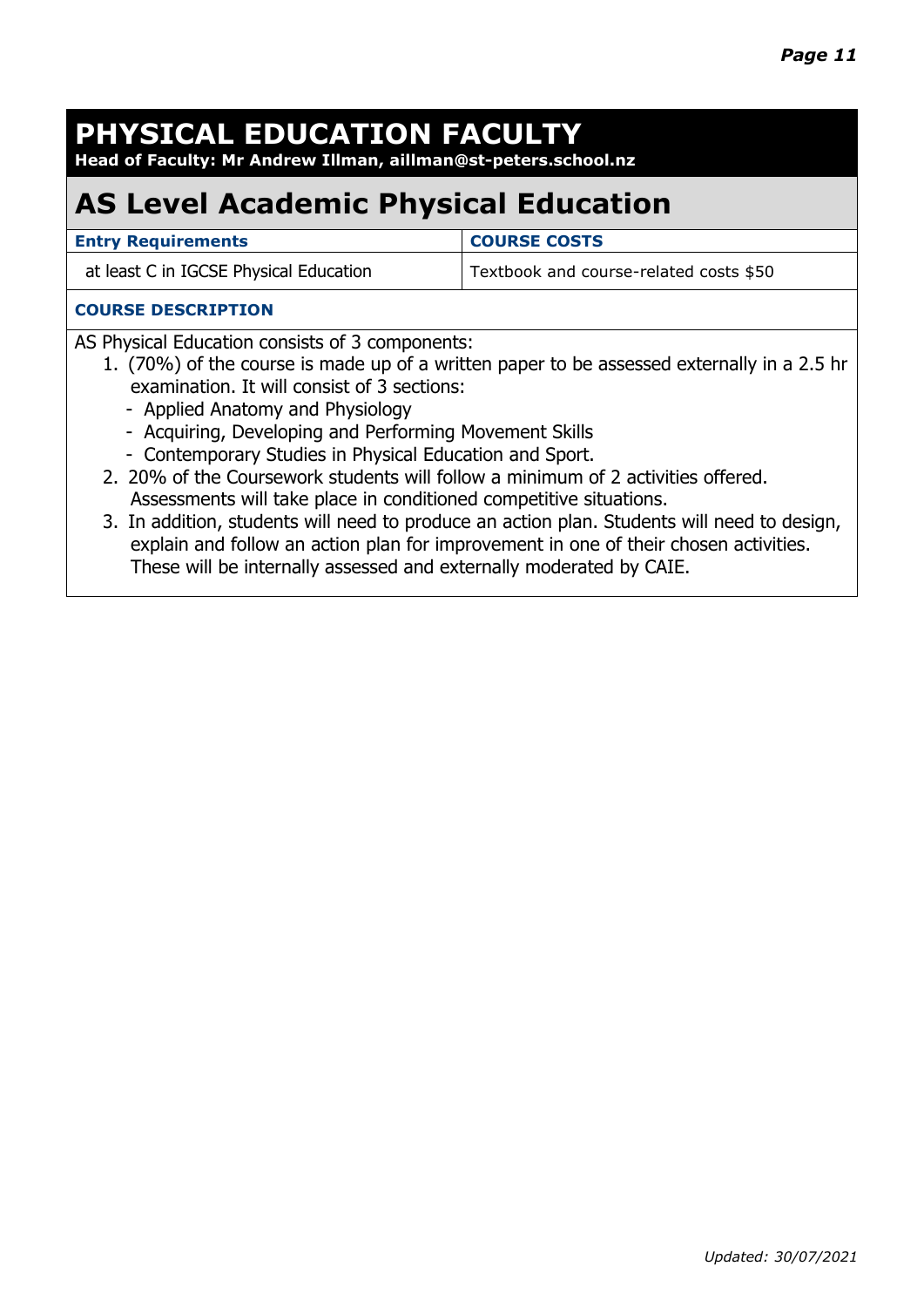# PHYSICAL EDUCATION FACULTY

**Head of Faculty: Mr Andrew Illman, aillman@st-peters.school.nz**

## AS Level Academic Physical Education

| Entry Requirements | COURSE COSTS |
|---|---|
| at least C in IGCSE Physical Education | Textbook and course-related costs $50 |

**COURSE DESCRIPTION**

AS Physical Education consists of 3 components:

1. (70%) of the course is made up of a written paper to be assessed externally in a 2.5 hr examination. It will consist of 3 sections:
   - Applied Anatomy and Physiology
   - Acquiring, Developing and Performing Movement Skills
   - Contemporary Studies in Physical Education and Sport.
2. 20% of the Coursework students will follow a minimum of 2 activities offered. Assessments will take place in conditioned competitive situations.
3. In addition, students will need to produce an action plan. Students will need to design, explain and follow an action plan for improvement in one of their chosen activities. These will be internally assessed and externally moderated by CAIE.

*Updated: 30/07/2021*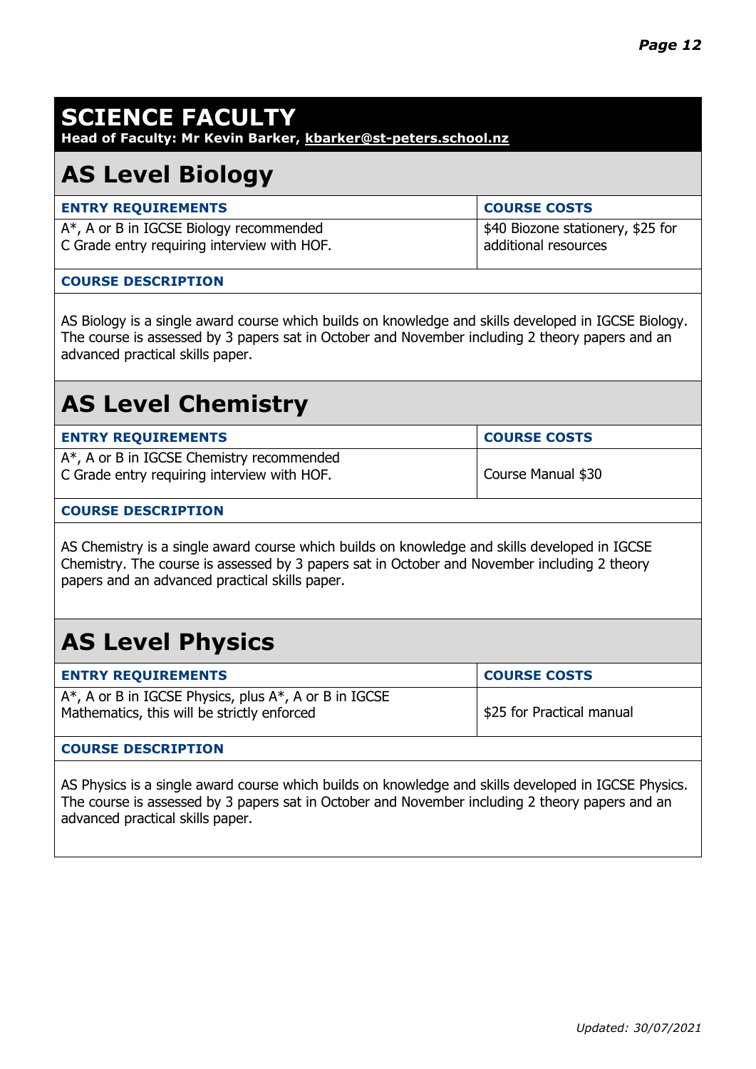# SCIENCE FACULTY

**Head of Faculty: Mr Kevin Barker, kbarker@st-peters.school.nz**

## AS Level Biology

| ENTRY REQUIREMENTS | COURSE COSTS |
|---|---|
| A*, A or B in IGCSE Biology recommended<br>C Grade entry requiring interview with HOF. | $40 Biozone stationery, $25 for additional resources |

**COURSE DESCRIPTION**

AS Biology is a single award course which builds on knowledge and skills developed in IGCSE Biology. The course is assessed by 3 papers sat in October and November including 2 theory papers and an advanced practical skills paper.

## AS Level Chemistry

| ENTRY REQUIREMENTS | COURSE COSTS |
|---|---|
| A*, A or B in IGCSE Chemistry recommended<br>C Grade entry requiring interview with HOF. | Course Manual $30 |

**COURSE DESCRIPTION**

AS Chemistry is a single award course which builds on knowledge and skills developed in IGCSE Chemistry. The course is assessed by 3 papers sat in October and November including 2 theory papers and an advanced practical skills paper.

## AS Level Physics

| ENTRY REQUIREMENTS | COURSE COSTS |
|---|---|
| A*, A or B in IGCSE Physics, plus A*, A or B in IGCSE Mathematics, this will be strictly enforced | $25 for Practical manual |

**COURSE DESCRIPTION**

AS Physics is a single award course which builds on knowledge and skills developed in IGCSE Physics. The course is assessed by 3 papers sat in October and November including 2 theory papers and an advanced practical skills paper.

*Updated: 30/07/2021*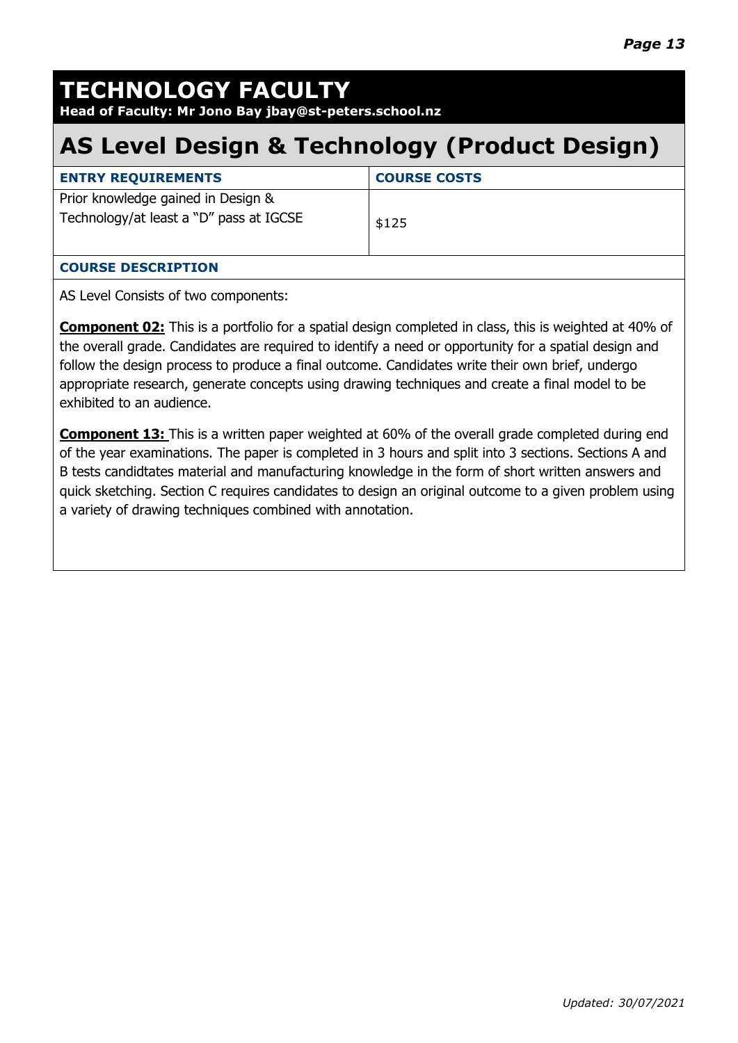# TECHNOLOGY FACULTY

**Head of Faculty: Mr Jono Bay jbay@st-peters.school.nz**

## AS Level Design & Technology (Product Design)

| ENTRY REQUIREMENTS | COURSE COSTS |
|---|---|
| Prior knowledge gained in Design & Technology/at least a "D" pass at IGCSE | $125 |

**COURSE DESCRIPTION**

AS Level Consists of two components:

**Component 02:** This is a portfolio for a spatial design completed in class, this is weighted at 40% of the overall grade. Candidates are required to identify a need or opportunity for a spatial design and follow the design process to produce a final outcome. Candidates write their own brief, undergo appropriate research, generate concepts using drawing techniques and create a final model to be exhibited to an audience.

**Component 13:** This is a written paper weighted at 60% of the overall grade completed during end of the year examinations. The paper is completed in 3 hours and split into 3 sections. Sections A and B tests candidtates material and manufacturing knowledge in the form of short written answers and quick sketching. Section C requires candidates to design an original outcome to a given problem using a variety of drawing techniques combined with annotation.

*Updated: 30/07/2021*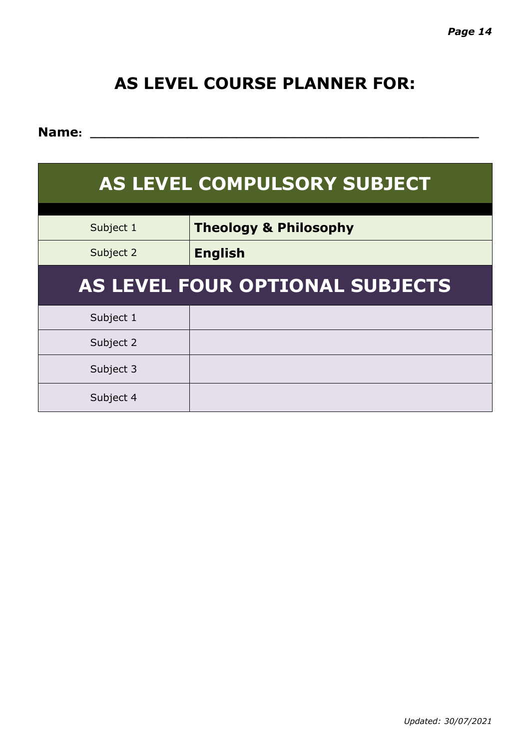# AS LEVEL COURSE PLANNER FOR:

**Name:** ______________________________________________

| AS LEVEL COMPULSORY SUBJECT | |
|---|---|
| Subject 1 | **Theology & Philosophy** |
| Subject 2 | **English** |
| **AS LEVEL FOUR OPTIONAL SUBJECTS** | |
| Subject 1 | |
| Subject 2 | |
| Subject 3 | |
| Subject 4 | |

*Updated: 30/07/2021*